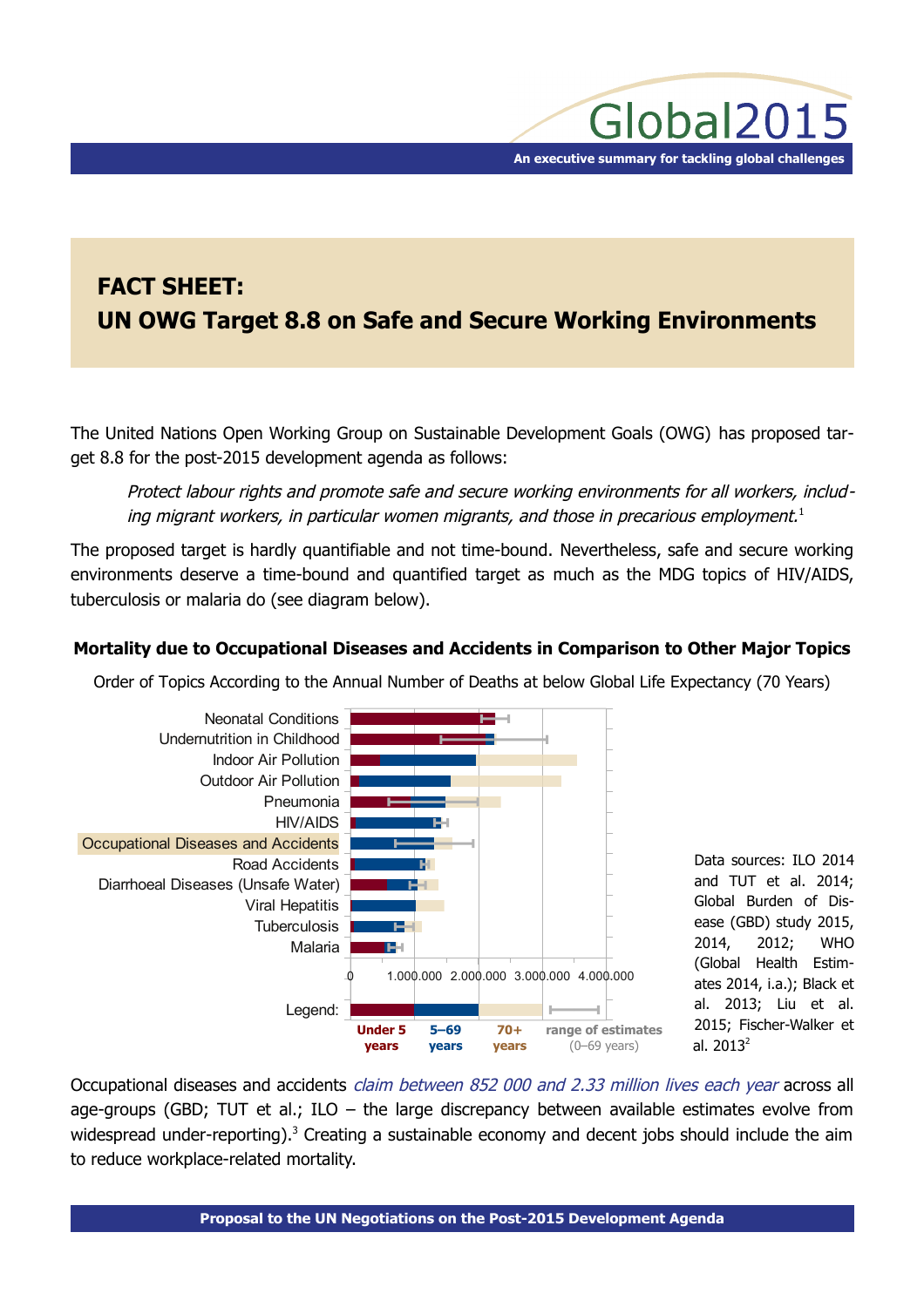# FACT SHEET:
# UN OWG Target 8.8 on Safe and Secure Working Environments

The United Nations Open Working Group on Sustainable Development Goals (OWG) has proposed target 8.8 for the post-2015 development agenda as follows:

> *Protect labour rights and promote safe and secure working environments for all workers, including migrant workers, in particular women migrants, and those in precarious employment.*[1]

The proposed target is hardly quantifiable and not time-bound. Nevertheless, safe and secure working environments deserve a time-bound and quantified target as much as the MDG topics of HIV/AIDS, tuberculosis or malaria do (see diagram below).

### Mortality due to Occupational Diseases and Accidents in Comparison to Other Major Topics

Order of Topics According to the Annual Number of Deaths at below Global Life Expectancy (70 Years)

Neonatal Conditions
Undernutrition in Childhood
Indoor Air Pollution
Outdoor Air Pollution
Pneumonia
HIV/AIDS
Occupational Diseases and Accidents
Road Accidents
Diarrhoeal Diseases (Unsafe Water)
Viral Hepatitis
Tuberculosis
Malaria

0 1.000.000 2.000.000 3.000.000 4.000.000

Legend: Under 5 years | 5–69 years | 70+ years | range of estimates (0–69 years)

Data sources: ILO 2014 and TUT et al. 2014; Global Burden of Disease (GBD) study 2015, 2014, 2012; WHO (Global Health Estimates 2014, i.a.); Black et al. 2013; Liu et al. 2015; Fischer-Walker et al. 2013[2]

Occupational diseases and accidents *claim between 852 000 and 2.33 million lives each year* across all age-groups (GBD; TUT et al.; ILO – the large discrepancy between available estimates evolve from widespread under-reporting).[3] Creating a sustainable economy and decent jobs should include the aim to reduce workplace-related mortality.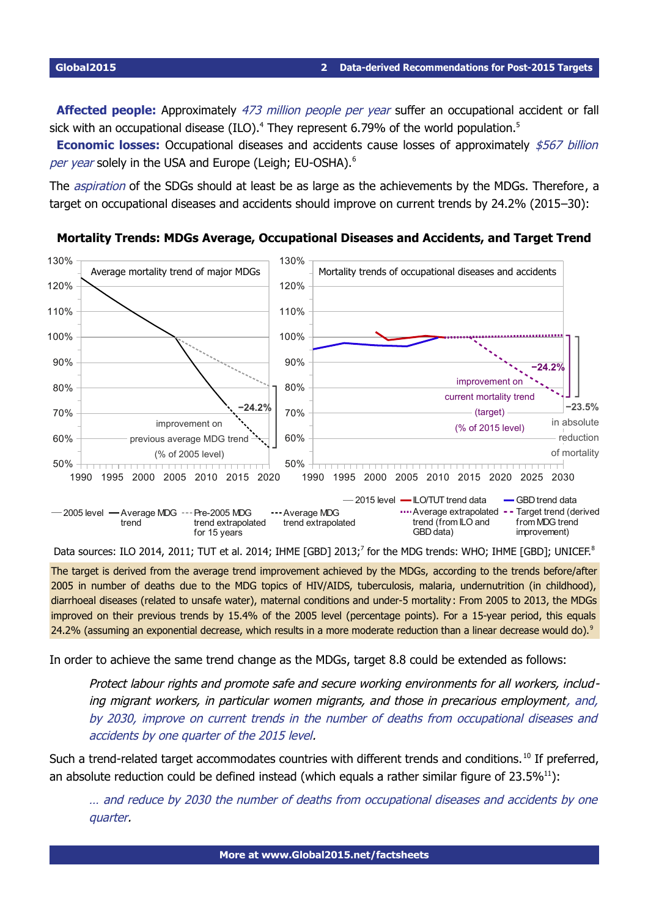**Affected people:** Approximately *473 million people per year* suffer an occupational accident or fall sick with an occupational disease (ILO).[4] They represent 6.79% of the world population.[5]

**Economic losses:** Occupational diseases and accidents cause losses of approximately *$567 billion per year* solely in the USA and Europe (Leigh; EU-OSHA).[6]

The *aspiration* of the SDGs should at least be as large as the achievements by the MDGs. Therefore, a target on occupational diseases and accidents should improve on current trends by 24.2% (2015–30):

**Mortality Trends: MDGs Average, Occupational Diseases and Accidents, and Target Trend**

Data sources: ILO 2014, 2011; TUT et al. 2014; IHME [GBD] 2013;[7] for the MDG trends: WHO; IHME [GBD]; UNICEF.[8]

The target is derived from the average trend improvement achieved by the MDGs, according to the trends before/after 2005 in number of deaths due to the MDG topics of HIV/AIDS, tuberculosis, malaria, undernutrition (in childhood), diarrhoeal diseases (related to unsafe water), maternal conditions and under-5 mortality: From 2005 to 2013, the MDGs improved on their previous trends by 15.4% of the 2005 level (percentage points). For a 15-year period, this equals 24.2% (assuming an exponential decrease, which results in a more moderate reduction than a linear decrease would do).[9]

In order to achieve the same trend change as the MDGs, target 8.8 could be extended as follows:

> *Protect labour rights and promote safe and secure working environments for all workers, including migrant workers, in particular women migrants, and those in precarious employment, and, by 2030, improve on current trends in the number of deaths from occupational diseases and accidents by one quarter of the 2015 level.*

Such a trend-related target accommodates countries with different trends and conditions.[10] If preferred, an absolute reduction could be defined instead (which equals a rather similar figure of 23.5%[11]):

> *… and reduce by 2030 the number of deaths from occupational diseases and accidents by one quarter.*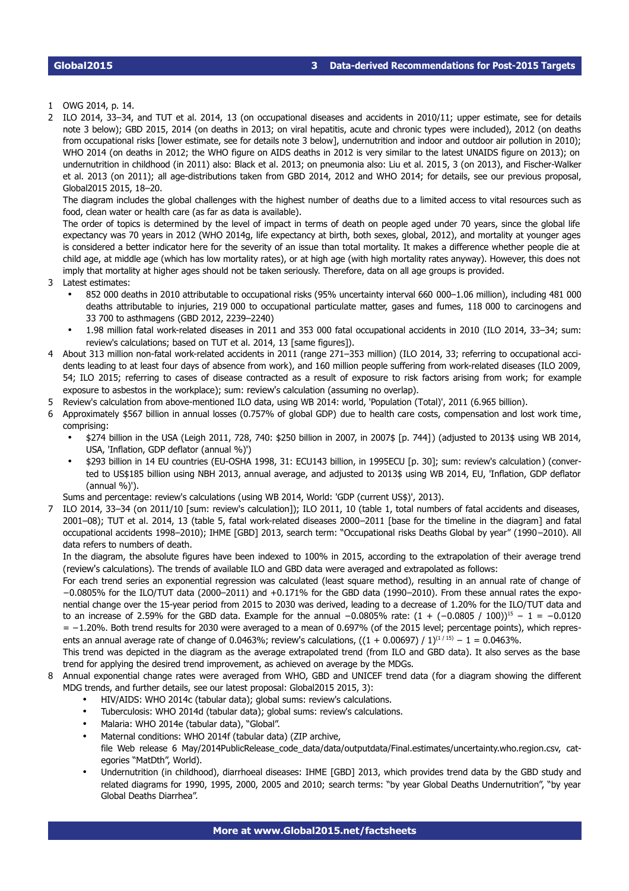1 OWG 2014, p. 14.

2 ILO 2014, 33–34, and TUT et al. 2014, 13 (on occupational diseases and accidents in 2010/11; upper estimate, see for details note 3 below); GBD 2015, 2014 (on deaths in 2013; on viral hepatitis, acute and chronic types were included), 2012 (on deaths from occupational risks [lower estimate, see for details note 3 below], undernutrition and indoor and outdoor air pollution in 2010); WHO 2014 (on deaths in 2012; the WHO figure on AIDS deaths in 2012 is very similar to the latest UNAIDS figure on 2013); on undernutrition in childhood (in 2011) also: Black et al. 2013; on pneumonia also: Liu et al. 2015, 3 (on 2013), and Fischer-Walker et al. 2013 (on 2011); all age-distributions taken from GBD 2014, 2012 and WHO 2014; for details, see our previous proposal, Global2015 2015, 18–20.

   The diagram includes the global challenges with the highest number of deaths due to a limited access to vital resources such as food, clean water or health care (as far as data is available).

   The order of topics is determined by the level of impact in terms of death on people aged under 70 years, since the global life expectancy was 70 years in 2012 (WHO 2014g, life expectancy at birth, both sexes, global, 2012), and mortality at younger ages is considered a better indicator here for the severity of an issue than total mortality. It makes a difference whether people die at child age, at middle age (which has low mortality rates), or at high age (with high mortality rates anyway). However, this does not imply that mortality at higher ages should not be taken seriously. Therefore, data on all age groups is provided.

3 Latest estimates:
   - 852 000 deaths in 2010 attributable to occupational risks (95% uncertainty interval 660 000–1.06 million), including 481 000 deaths attributable to injuries, 219 000 to occupational particulate matter, gases and fumes, 118 000 to carcinogens and 33 700 to asthmagens (GBD 2012, 2239–2240)
   - 1.98 million fatal work-related diseases in 2011 and 353 000 fatal occupational accidents in 2010 (ILO 2014, 33–34; sum: review's calculations; based on TUT et al. 2014, 13 [same figures]).

4 About 313 million non-fatal work-related accidents in 2011 (range 271–353 million) (ILO 2014, 33; referring to occupational accidents leading to at least four days of absence from work), and 160 million people suffering from work-related diseases (ILO 2009, 54; ILO 2015; referring to cases of disease contracted as a result of exposure to risk factors arising from work; for example exposure to asbestos in the workplace); sum: review's calculation (assuming no overlap).

5 Review's calculation from above-mentioned ILO data, using WB 2014: world, 'Population (Total)', 2011 (6.965 billion).

6 Approximately $567 billion in annual losses (0.757% of global GDP) due to health care costs, compensation and lost work time, comprising:
   - $274 billion in the USA (Leigh 2011, 728, 740: $250 billion in 2007, in 2007$ [p. 744]) (adjusted to 2013$ using WB 2014, USA, 'Inflation, GDP deflator (annual %)')
   - $293 billion in 14 EU countries (EU-OSHA 1998, 31: ECU143 billion, in 1995ECU [p. 30]; sum: review's calculation) (converted to US$185 billion using NBH 2013, annual average, and adjusted to 2013$ using WB 2014, EU, 'Inflation, GDP deflator (annual %)').

   Sums and percentage: review's calculations (using WB 2014, World: 'GDP (current US$)', 2013).

7 ILO 2014, 33–34 (on 2011/10 [sum: review's calculation]); ILO 2011, 10 (table 1, total numbers of fatal accidents and diseases, 2001–08); TUT et al. 2014, 13 (table 5, fatal work-related diseases 2000–2011 [base for the timeline in the diagram] and fatal occupational accidents 1998–2010); IHME [GBD] 2013, search term: "Occupational risks Deaths Global by year" (1990–2010). All data refers to numbers of death.

   In the diagram, the absolute figures have been indexed to 100% in 2015, according to the extrapolation of their average trend (review's calculations). The trends of available ILO and GBD data were averaged and extrapolated as follows:

   For each trend series an exponential regression was calculated (least square method), resulting in an annual rate of change of −0.0805% for the ILO/TUT data (2000–2011) and +0.171% for the GBD data (1990–2010). From these annual rates the exponential change over the 15-year period from 2015 to 2030 was derived, leading to a decrease of 1.20% for the ILO/TUT data and to an increase of 2.59% for the GBD data. Example for the annual −0.0805% rate: $(1 + (-0.0805 / 100))^{15} - 1 = -0.0120 = -1.20\%$. Both trend results for 2030 were averaged to a mean of 0.697% (of the 2015 level; percentage points), which represents an annual average rate of change of 0.0463%; review's calculations, $((1 + 0.00697) / 1)^{(1/15)} - 1 = 0.0463\%$.

   This trend was depicted in the diagram as the average extrapolated trend (from ILO and GBD data). It also serves as the base trend for applying the desired trend improvement, as achieved on average by the MDGs.

8 Annual exponential change rates were averaged from WHO, GBD and UNICEF trend data (for a diagram showing the different MDG trends, and further details, see our latest proposal: Global2015 2015, 3):
   - HIV/AIDS: WHO 2014c (tabular data); global sums: review's calculations.
   - Tuberculosis: WHO 2014d (tabular data); global sums: review's calculations.
   - Malaria: WHO 2014e (tabular data), "Global".
   - Maternal conditions: WHO 2014f (tabular data) (ZIP archive, file Web release 6 May/2014PublicRelease_code_data/data/outputdata/Final.estimates/uncertainty.who.region.csv, categories "MatDth", World).
   - Undernutrition (in childhood), diarrhoeal diseases: IHME [GBD] 2013, which provides trend data by the GBD study and related diagrams for 1990, 1995, 2000, 2005 and 2010; search terms: "by year Global Deaths Undernutrition", "by year Global Deaths Diarrhea".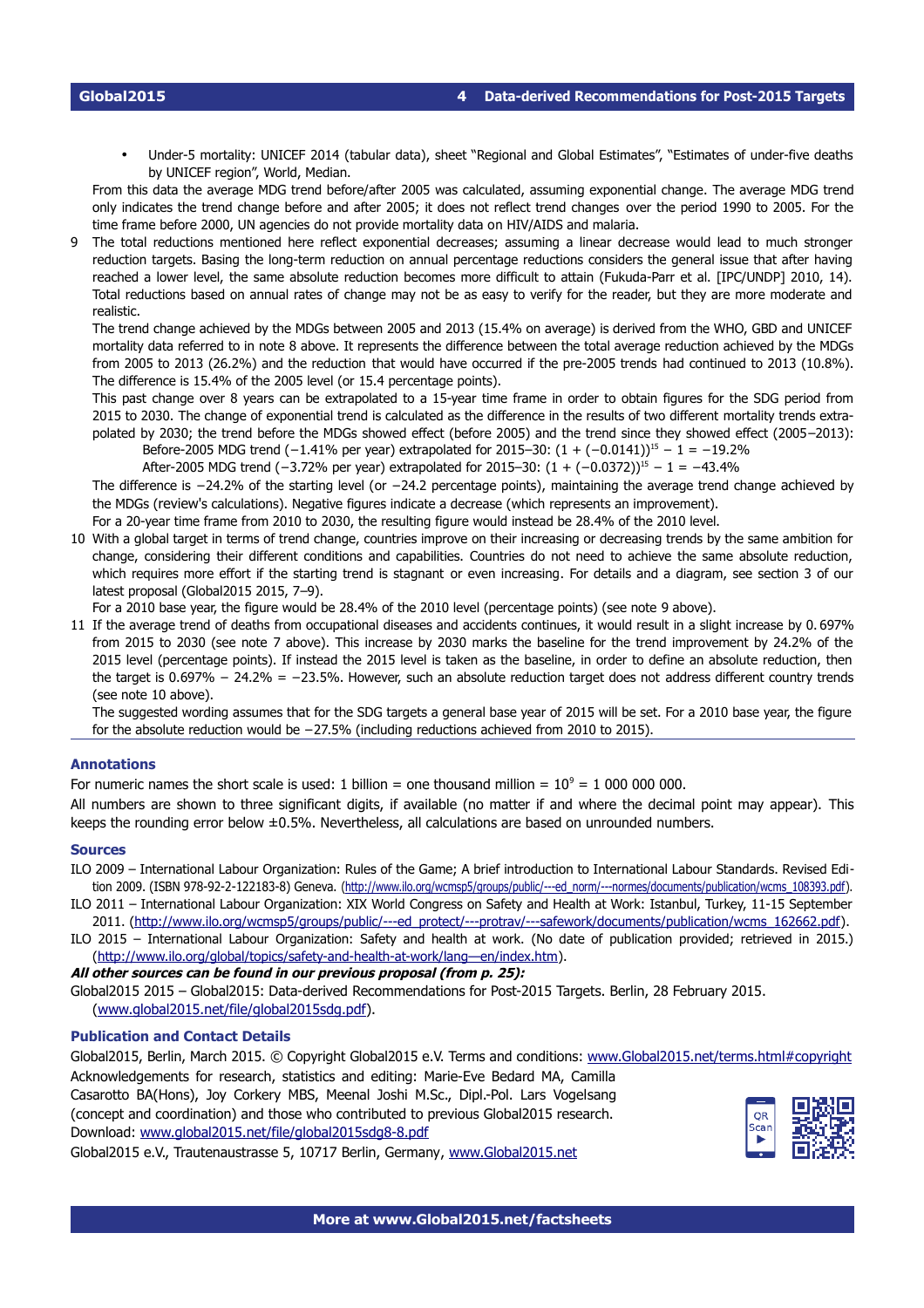- Under-5 mortality: UNICEF 2014 (tabular data), sheet "Regional and Global Estimates", "Estimates of under-five deaths by UNICEF region", World, Median.

From this data the average MDG trend before/after 2005 was calculated, assuming exponential change. The average MDG trend only indicates the trend change before and after 2005; it does not reflect trend changes over the period 1990 to 2005. For the time frame before 2000, UN agencies do not provide mortality data on HIV/AIDS and malaria.

9 The total reductions mentioned here reflect exponential decreases; assuming a linear decrease would lead to much stronger reduction targets. Basing the long-term reduction on annual percentage reductions considers the general issue that after having reached a lower level, the same absolute reduction becomes more difficult to attain (Fukuda-Parr et al. [IPC/UNDP] 2010, 14). Total reductions based on annual rates of change may not be as easy to verify for the reader, but they are more moderate and realistic.

The trend change achieved by the MDGs between 2005 and 2013 (15.4% on average) is derived from the WHO, GBD and UNICEF mortality data referred to in note 8 above. It represents the difference between the total average reduction achieved by the MDGs from 2005 to 2013 (26.2%) and the reduction that would have occurred if the pre-2005 trends had continued to 2013 (10.8%). The difference is 15.4% of the 2005 level (or 15.4 percentage points).

This past change over 8 years can be extrapolated to a 15-year time frame in order to obtain figures for the SDG period from 2015 to 2030. The change of exponential trend is calculated as the difference in the results of two different mortality trends extrapolated by 2030; the trend before the MDGs showed effect (before 2005) and the trend since they showed effect (2005–2013):

Before-2005 MDG trend (−1.41% per year) extrapolated for 2015–30: $(1 + (-0.0141))^{15} - 1 = -19.2\%$

After-2005 MDG trend (−3.72% per year) extrapolated for 2015–30: $(1 + (-0.0372))^{15} - 1 = -43.4\%$

The difference is −24.2% of the starting level (or −24.2 percentage points), maintaining the average trend change achieved by the MDGs (review's calculations). Negative figures indicate a decrease (which represents an improvement).

For a 20-year time frame from 2010 to 2030, the resulting figure would instead be 28.4% of the 2010 level.

10 With a global target in terms of trend change, countries improve on their increasing or decreasing trends by the same ambition for change, considering their different conditions and capabilities. Countries do not need to achieve the same absolute reduction, which requires more effort if the starting trend is stagnant or even increasing. For details and a diagram, see section 3 of our latest proposal (Global2015 2015, 7–9).

For a 2010 base year, the figure would be 28.4% of the 2010 level (percentage points) (see note 9 above).

11 If the average trend of deaths from occupational diseases and accidents continues, it would result in a slight increase by 0.697% from 2015 to 2030 (see note 7 above). This increase by 2030 marks the baseline for the trend improvement by 24.2% of the 2015 level (percentage points). If instead the 2015 level is taken as the baseline, in order to define an absolute reduction, then the target is 0.697% − 24.2% = −23.5%. However, such an absolute reduction target does not address different country trends (see note 10 above).

The suggested wording assumes that for the SDG targets a general base year of 2015 will be set. For a 2010 base year, the figure for the absolute reduction would be −27.5% (including reductions achieved from 2010 to 2015).

## Annotations

For numeric names the short scale is used: 1 billion = one thousand million = $10^9$ = 1 000 000 000.

All numbers are shown to three significant digits, if available (no matter if and where the decimal point may appear). This keeps the rounding error below ±0.5%. Nevertheless, all calculations are based on unrounded numbers.

## Sources

ILO 2009 – International Labour Organization: Rules of the Game; A brief introduction to International Labour Standards. Revised Edition 2009. (ISBN 978-92-2-122183-8) Geneva. (http://www.ilo.org/wcmsp5/groups/public/---ed_norm/---normes/documents/publication/wcms_108393.pdf).

ILO 2011 – International Labour Organization: XIX World Congress on Safety and Health at Work: Istanbul, Turkey, 11-15 September 2011. (http://www.ilo.org/wcmsp5/groups/public/---ed_protect/---protrav/---safework/documents/publication/wcms_162662.pdf).

ILO 2015 – International Labour Organization: Safety and health at work. (No date of publication provided; retrieved in 2015.) (http://www.ilo.org/global/topics/safety-and-health-at-work/lang--en/index.htm).

***All other sources can be found in our previous proposal (from p. 25):***

Global2015 2015 – Global2015: Data-derived Recommendations for Post-2015 Targets. Berlin, 28 February 2015. (www.global2015.net/file/global2015sdg.pdf).

## Publication and Contact Details

Global2015, Berlin, March 2015. © Copyright Global2015 e.V. Terms and conditions: www.Global2015.net/terms.html#copyright

Acknowledgements for research, statistics and editing: Marie-Eve Bedard MA, Camilla Casarotto BA(Hons), Joy Corkery MBS, Meenal Joshi M.Sc., Dipl.-Pol. Lars Vogelsang (concept and coordination) and those who contributed to previous Global2015 research.

Download: www.global2015.net/file/global2015sdg8-8.pdf

Global2015 e.V., Trautenaustrasse 5, 10717 Berlin, Germany, www.Global2015.net

More at www.Global2015.net/factsheets